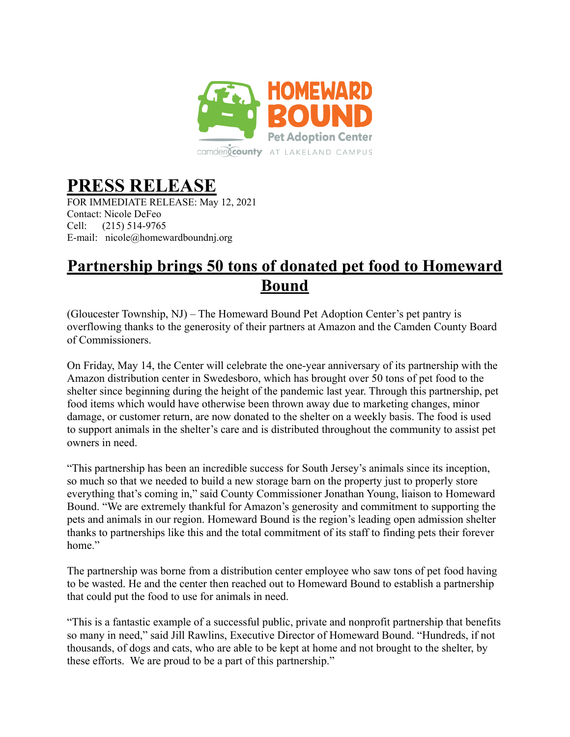HOMEWARD BOUND
Pet Adoption Center
camden county AT LAKELAND CAMPUS

# PRESS RELEASE

FOR IMMEDIATE RELEASE: May 12, 2021
Contact: Nicole DeFeo
Cell: (215) 514-9765
E-mail: nicole@homewardboundnj.org

## Partnership brings 50 tons of donated pet food to Homeward Bound

(Gloucester Township, NJ) – The Homeward Bound Pet Adoption Center's pet pantry is overflowing thanks to the generosity of their partners at Amazon and the Camden County Board of Commissioners.

On Friday, May 14, the Center will celebrate the one-year anniversary of its partnership with the Amazon distribution center in Swedesboro, which has brought over 50 tons of pet food to the shelter since beginning during the height of the pandemic last year. Through this partnership, pet food items which would have otherwise been thrown away due to marketing changes, minor damage, or customer return, are now donated to the shelter on a weekly basis. The food is used to support animals in the shelter's care and is distributed throughout the community to assist pet owners in need.

"This partnership has been an incredible success for South Jersey's animals since its inception, so much so that we needed to build a new storage barn on the property just to properly store everything that's coming in," said County Commissioner Jonathan Young, liaison to Homeward Bound. "We are extremely thankful for Amazon's generosity and commitment to supporting the pets and animals in our region. Homeward Bound is the region's leading open admission shelter thanks to partnerships like this and the total commitment of its staff to finding pets their forever home."

The partnership was borne from a distribution center employee who saw tons of pet food having to be wasted. He and the center then reached out to Homeward Bound to establish a partnership that could put the food to use for animals in need.

"This is a fantastic example of a successful public, private and nonprofit partnership that benefits so many in need," said Jill Rawlins, Executive Director of Homeward Bound. "Hundreds, if not thousands, of dogs and cats, who are able to be kept at home and not brought to the shelter, by these efforts. We are proud to be a part of this partnership."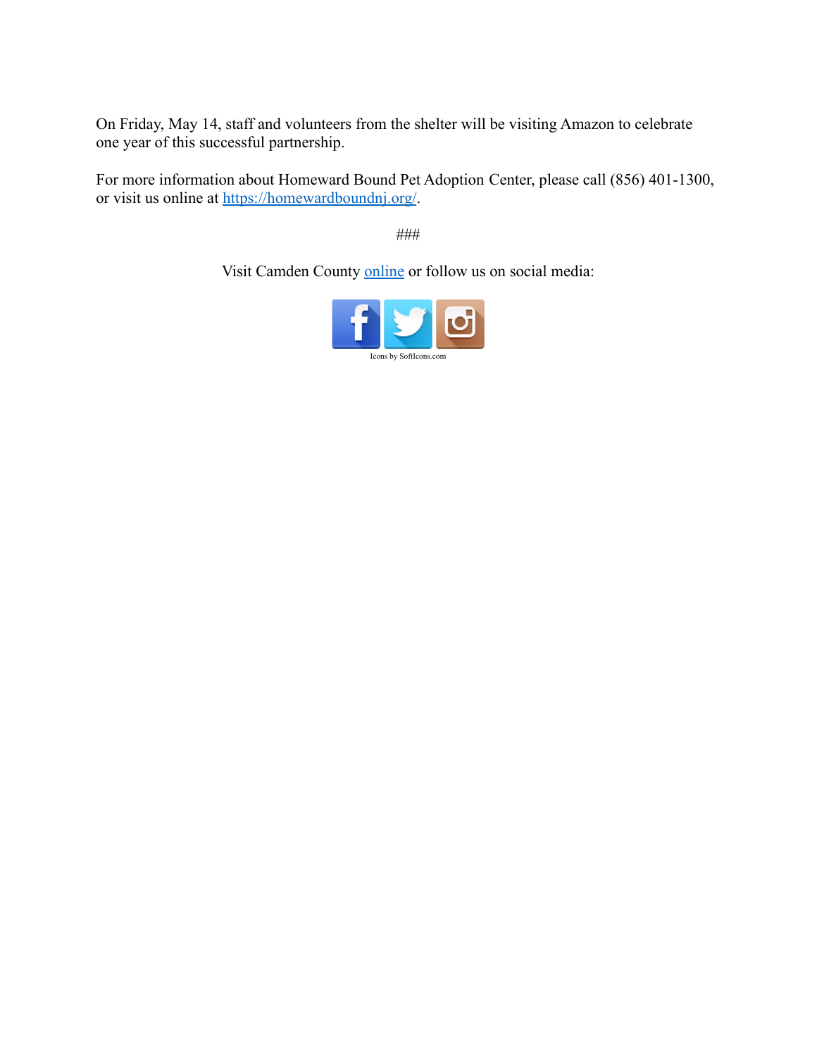On Friday, May 14, staff and volunteers from the shelter will be visiting Amazon to celebrate one year of this successful partnership.

For more information about Homeward Bound Pet Adoption Center, please call (856) 401-1300, or visit us online at https://homewardboundnj.org/.

###

Visit Camden County online or follow us on social media:

Icons by SoftIcons.com